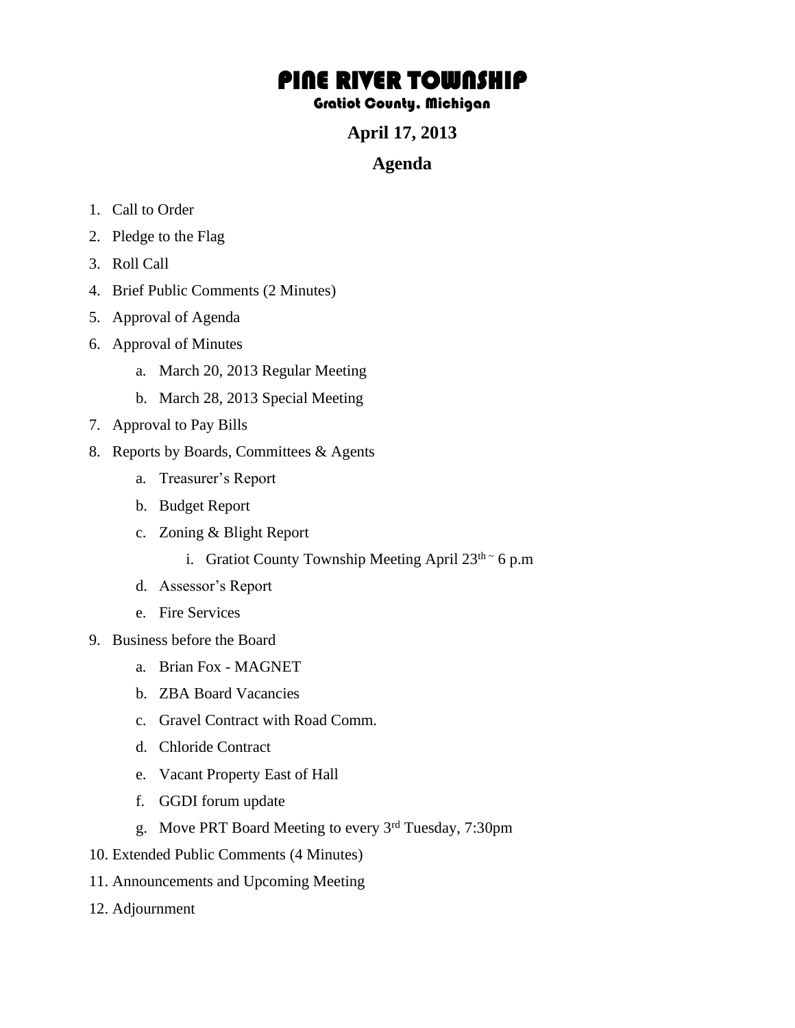# PINE RIVER TOWNSHIP

## Gratiot County, Michigan

### April 17, 2013

### Agenda

1. Call to Order
2. Pledge to the Flag
3. Roll Call
4. Brief Public Comments (2 Minutes)
5. Approval of Agenda
6. Approval of Minutes
    a. March 20, 2013 Regular Meeting
    b. March 28, 2013 Special Meeting
7. Approval to Pay Bills
8. Reports by Boards, Committees & Agents
    a. Treasurer's Report
    b. Budget Report
    c. Zoning & Blight Report
        i. Gratiot County Township Meeting April 23rd ~ 6 p.m
    d. Assessor's Report
    e. Fire Services
9. Business before the Board
    a. Brian Fox - MAGNET
    b. ZBA Board Vacancies
    c. Gravel Contract with Road Comm.
    d. Chloride Contract
    e. Vacant Property East of Hall
    f. GGDI forum update
    g. Move PRT Board Meeting to every 3rd Tuesday, 7:30pm
10. Extended Public Comments (4 Minutes)
11. Announcements and Upcoming Meeting
12. Adjournment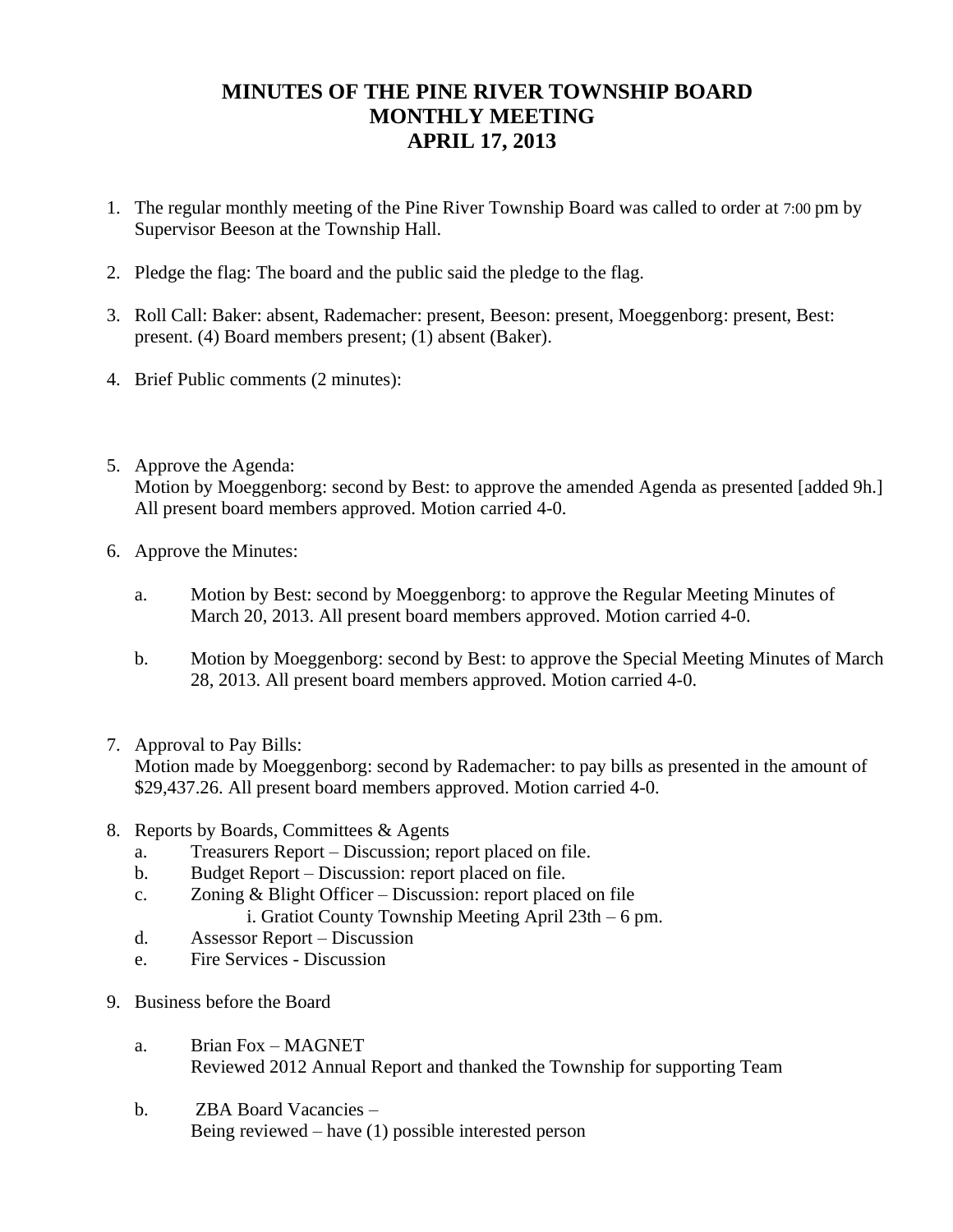# MINUTES OF THE PINE RIVER TOWNSHIP BOARD
# MONTHLY MEETING
# APRIL 17, 2013

1. The regular monthly meeting of the Pine River Township Board was called to order at 7:00 pm by Supervisor Beeson at the Township Hall.

2. Pledge the flag: The board and the public said the pledge to the flag.

3. Roll Call: Baker: absent, Rademacher: present, Beeson: present, Moeggenborg: present, Best: present. (4) Board members present; (1) absent (Baker).

4. Brief Public comments (2 minutes):

5. Approve the Agenda:
   Motion by Moeggenborg: second by Best: to approve the amended Agenda as presented [added 9h.] All present board members approved. Motion carried 4-0.

6. Approve the Minutes:

   a. Motion by Best: second by Moeggenborg: to approve the Regular Meeting Minutes of March 20, 2013. All present board members approved. Motion carried 4-0.

   b. Motion by Moeggenborg: second by Best: to approve the Special Meeting Minutes of March 28, 2013. All present board members approved. Motion carried 4-0.

7. Approval to Pay Bills:
   Motion made by Moeggenborg: second by Rademacher: to pay bills as presented in the amount of $29,437.26. All present board members approved. Motion carried 4-0.

8. Reports by Boards, Committees & Agents
   a. Treasurers Report – Discussion; report placed on file.
   b. Budget Report – Discussion: report placed on file.
   c. Zoning & Blight Officer – Discussion: report placed on file
      i. Gratiot County Township Meeting April 23th – 6 pm.
   d. Assessor Report – Discussion
   e. Fire Services - Discussion

9. Business before the Board

   a. Brian Fox – MAGNET
      Reviewed 2012 Annual Report and thanked the Township for supporting Team

   b. ZBA Board Vacancies –
      Being reviewed – have (1) possible interested person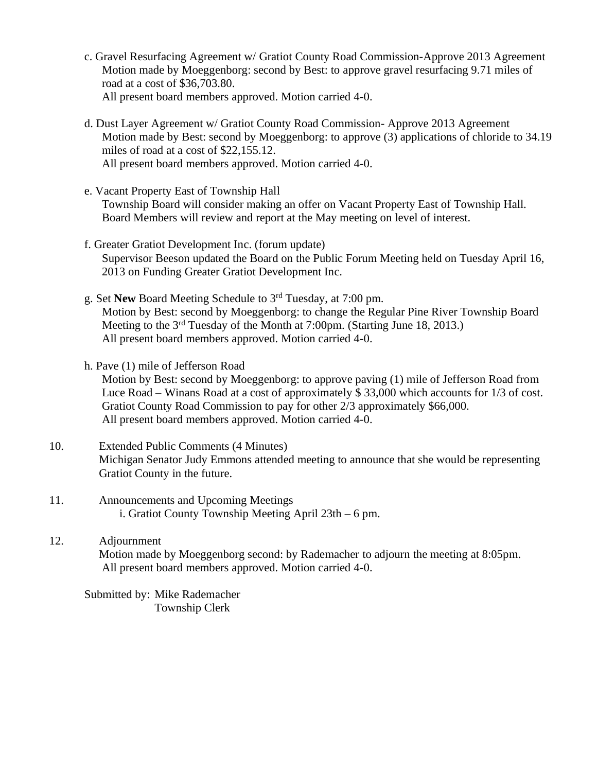c. Gravel Resurfacing Agreement w/ Gratiot County Road Commission-Approve 2013 Agreement
Motion made by Moeggenborg: second by Best: to approve gravel resurfacing 9.71 miles of road at a cost of $36,703.80.
All present board members approved. Motion carried 4-0.

d. Dust Layer Agreement w/ Gratiot County Road Commission- Approve 2013 Agreement
Motion made by Best: second by Moeggenborg: to approve (3) applications of chloride to 34.19 miles of road at a cost of $22,155.12.
All present board members approved. Motion carried 4-0.

e. Vacant Property East of Township Hall
Township Board will consider making an offer on Vacant Property East of Township Hall. Board Members will review and report at the May meeting on level of interest.

f. Greater Gratiot Development Inc. (forum update)
Supervisor Beeson updated the Board on the Public Forum Meeting held on Tuesday April 16, 2013 on Funding Greater Gratiot Development Inc.

g. Set **New** Board Meeting Schedule to 3rd Tuesday, at 7:00 pm.
Motion by Best: second by Moeggenborg: to change the Regular Pine River Township Board Meeting to the 3rd Tuesday of the Month at 7:00pm. (Starting June 18, 2013.)
All present board members approved. Motion carried 4-0.

h. Pave (1) mile of Jefferson Road
Motion by Best: second by Moeggenborg: to approve paving (1) mile of Jefferson Road from Luce Road – Winans Road at a cost of approximately $ 33,000 which accounts for 1/3 of cost. Gratiot County Road Commission to pay for other 2/3 approximately $66,000.
All present board members approved. Motion carried 4-0.

10. Extended Public Comments (4 Minutes)
Michigan Senator Judy Emmons attended meeting to announce that she would be representing Gratiot County in the future.

11. Announcements and Upcoming Meetings
i. Gratiot County Township Meeting April 23th – 6 pm.

12. Adjournment
Motion made by Moeggenborg second: by Rademacher to adjourn the meeting at 8:05pm.
All present board members approved. Motion carried 4-0.

Submitted by: Mike Rademacher
Township Clerk